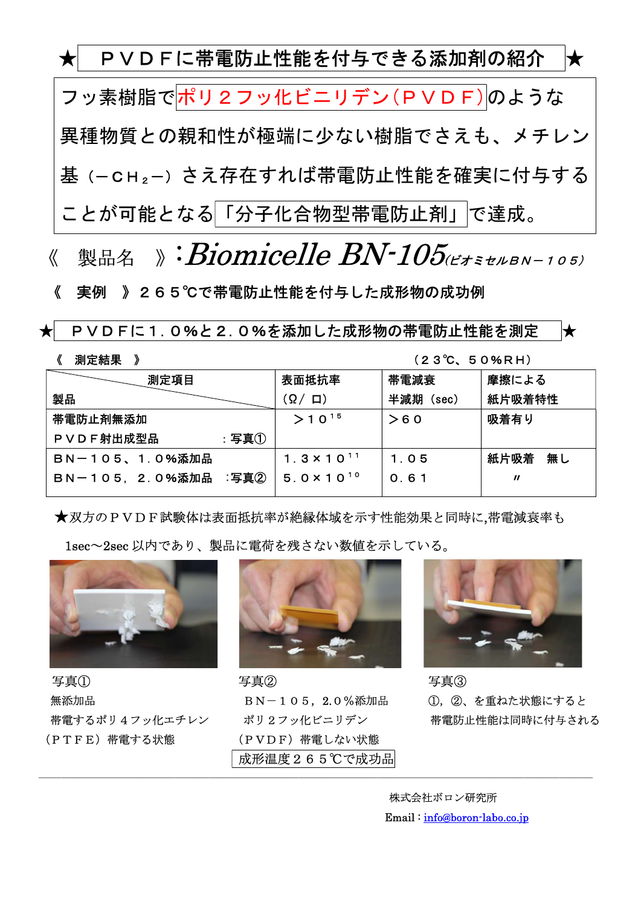# ★ ＰＶＤＦに帯電防止性能を付与できる添加剤の紹介 ★

フッ素樹脂でポリ２フッ化ビニリデン（ＰＶＤＦ）のような異種物質との親和性が極端に少ない樹脂でさえも、メチレン基（$-CH_2-$）さえ存在すれば帯電防止性能を確実に付与することが可能となる「分子化合物型帯電防止剤」で達成。

《　製品名　》：*Biomicelle BN-105*（ビオミセルＢＮ－１０５）

**《　実例　》２６５℃で帯電防止性能を付与した成形物の成功例**

## ★ ＰＶＤＦに１．０％と２．０％を添加した成形物の帯電防止性能を測定 ★

**《　測定結果　》**　　（２３℃、５０％ＲＨ）

| 測定項目 ／ 製品 | 表面抵抗率（Ω／ □） | 帯電減衰 半減期（sec） | 摩擦による 紙片吸着特性 |
|---|---|---|---|
| 帯電防止剤無添加 ＰＶＤＦ射出成型品　：写真① | $>10^{15}$ | ＞６０ | 吸着有り |
| ＢＮ－１０５、１．０％添加品 | $1.3\times10^{11}$ | １．０５ | 紙片吸着　無し |
| ＢＮ－１０５，２．０％添加品　:写真② | $5.0\times10^{10}$ | ０．６１ | 〃 |

★双方のＰＶＤＦ試験体は表面抵抗率が絶縁体域を示す性能効果と同時に,帯電減衰率も1sec～2sec 以内であり、製品に電荷を残さない数値を示している。

写真①
無添加品
帯電するポリ４フッ化エチレン
（ＰＴＦＥ）帯電する状態

写真②
ＢＮ－１０５，2.０％添加品
ポリ２フッ化ビニリデン
（ＰＶＤＦ）帯電しない状態
成形温度２６５℃で成功品

写真③
①，②、を重ねた状態にすると
帯電防止性能は同時に付与される

株式会社ボロン研究所
Email：info@boron-labo.co.jp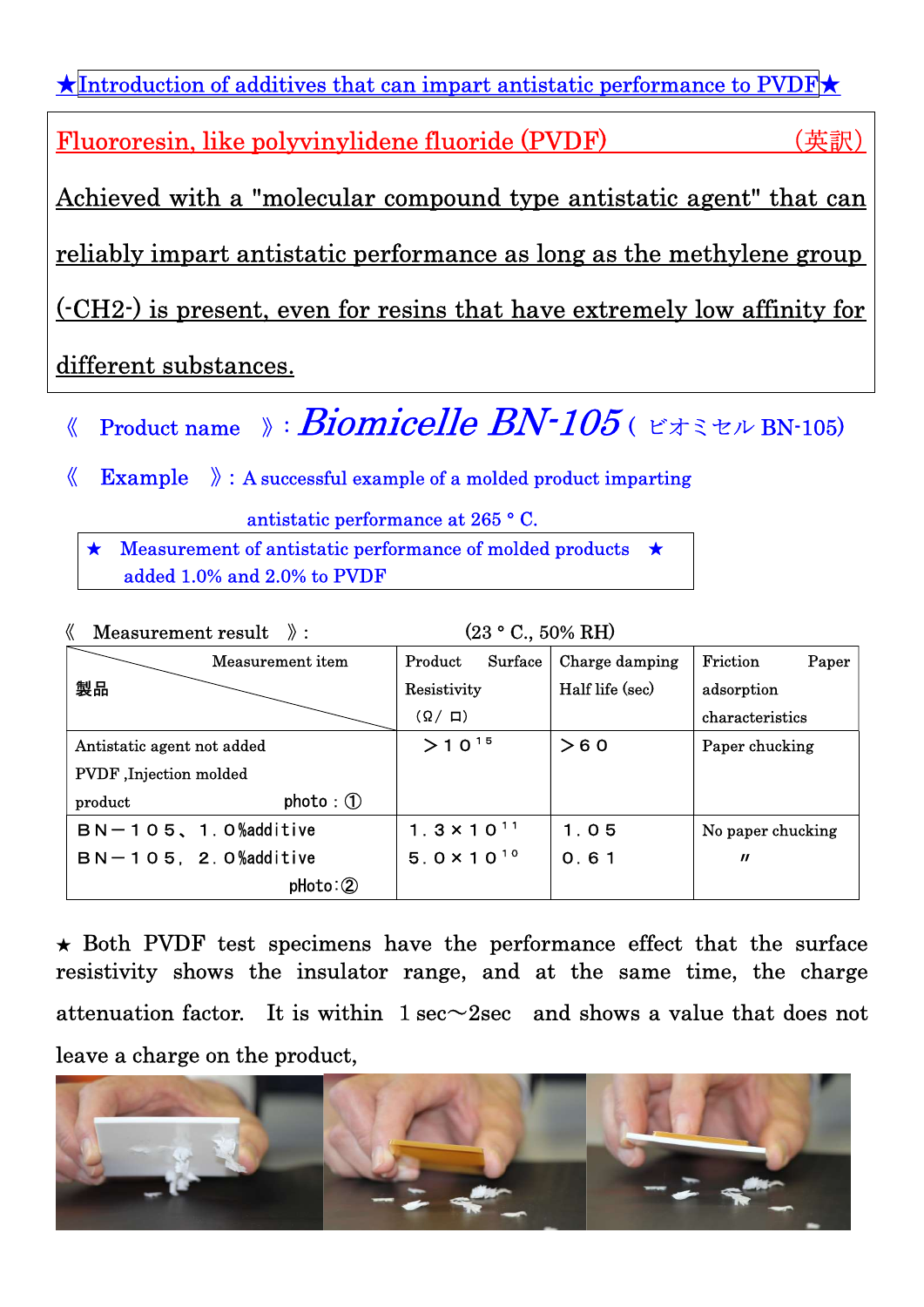★Introduction of additives that can impart antistatic performance to PVDF★

Fluororesin, like polyvinylidene fluoride (PVDF)　　　　　　（英訳）

Achieved with a "molecular compound type antistatic agent" that can reliably impart antistatic performance as long as the methylene group (-CH2-) is present, even for resins that have extremely low affinity for different substances.

《　Product name　》: ***Biomicelle BN-105***（ ビオミセル BN-105）

《　Example　》: A successful example of a molded product imparting antistatic performance at 265 ° C.

★　Measurement of antistatic performance of molded products　★
added 1.0% and 2.0% to PVDF

《　Measurement result　》:　　　　　　　　(23 ° C., 50% RH)

| 製品 / Measurement item | Product Surface Resistivity (Ω/ □) | Charge damping Half life (sec) | Friction Paper adsorption characteristics |
|---|---|---|---|
| Antistatic agent not added PVDF ,Injection molded product　photo : ① | ＞$10^{15}$ | ＞６０ | Paper chucking |
| ＢＮ－１０５、１．０%additive | $1.3 \times 10^{11}$ | １．０５ | No paper chucking |
| ＢＮ－１０５，２．０%additive　pHoto:② | $5.0 \times 10^{10}$ | ０．６１ | 〃 |

★ Both PVDF test specimens have the performance effect that the surface resistivity shows the insulator range, and at the same time, the charge attenuation factor.　It is within　1 sec～2sec　and shows a value that does not leave a charge on the product,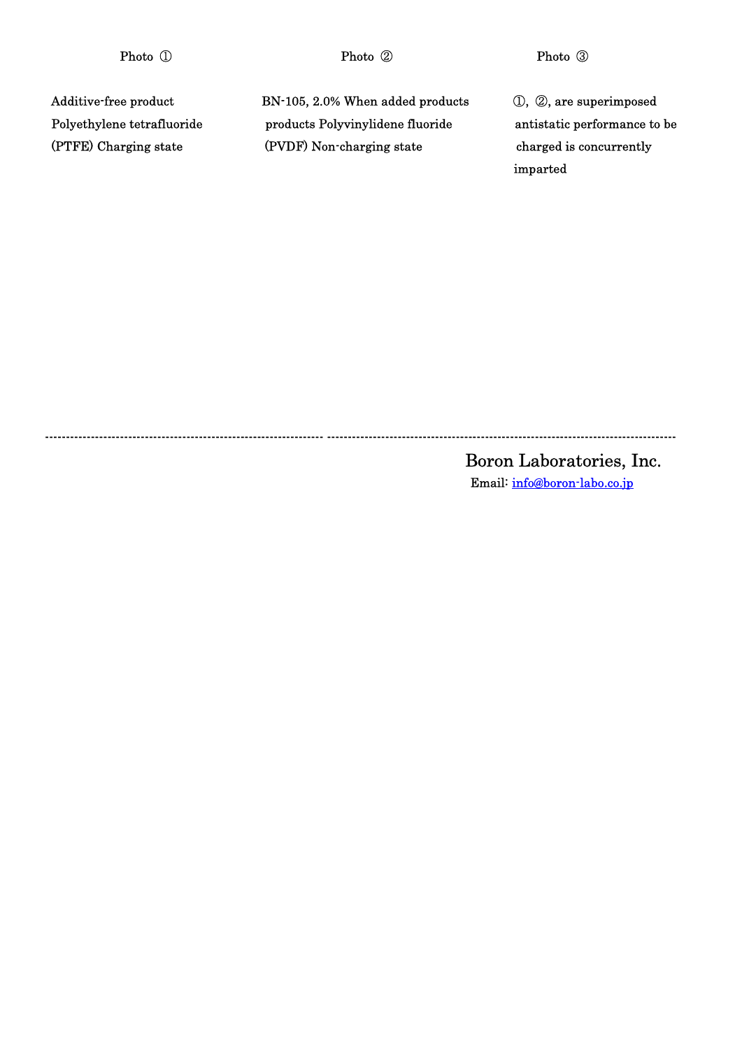Photo ①

Additive-free product
Polyethylene tetrafluoride
(PTFE) Charging state

Photo ②

BN-105, 2.0% When added products
products Polyvinylidene fluoride
(PVDF) Non-charging state

Photo ③

①, ②, are superimposed
antistatic performance to be
charged is concurrently
imparted

---

Boron Laboratories, Inc.

Email: info@boron-labo.co.jp